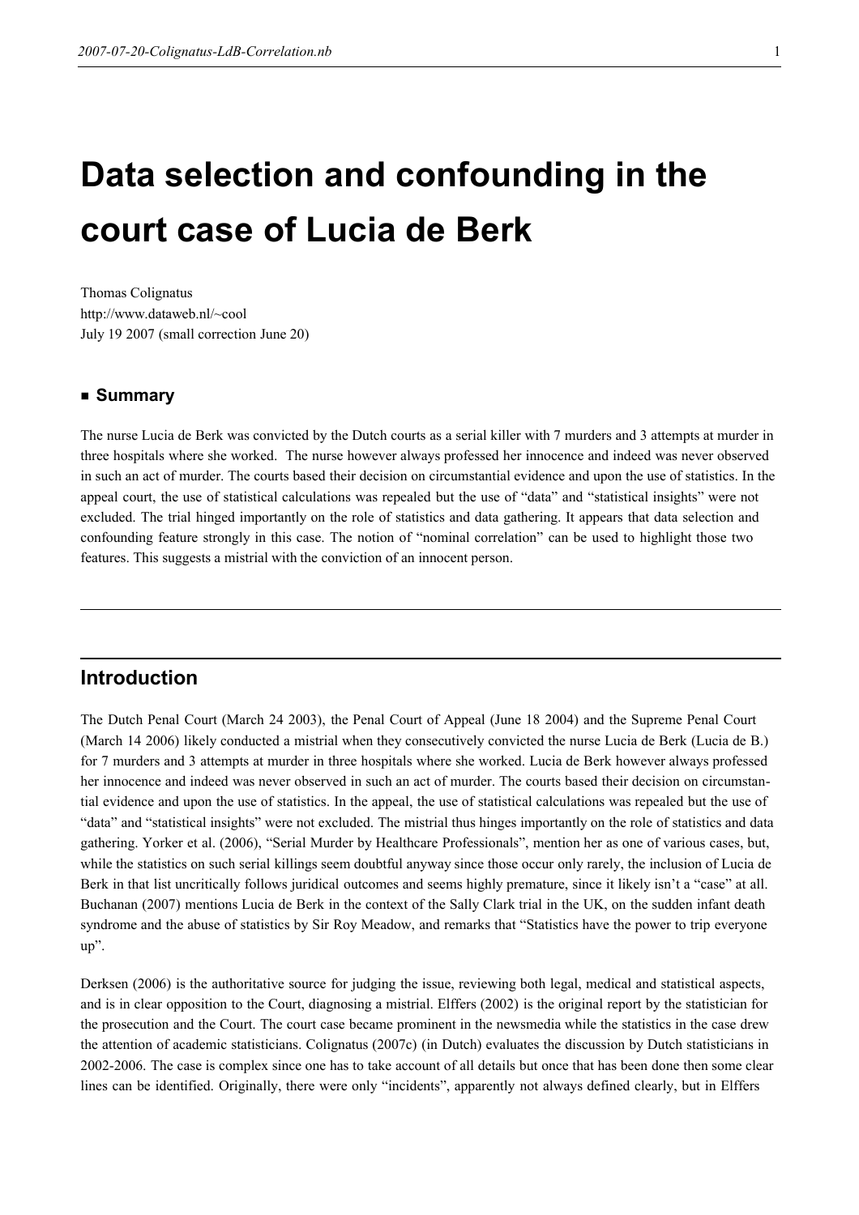# Data selection and confounding in the court case of Lucia de Berk

Thomas Colignatus
http://www.dataweb.nl/~cool
July 19 2007 (small correction June 20)

### Summary

The nurse Lucia de Berk was convicted by the Dutch courts as a serial killer with 7 murders and 3 attempts at murder in three hospitals where she worked. The nurse however always professed her innocence and indeed was never observed in such an act of murder. The courts based their decision on circumstantial evidence and upon the use of statistics. In the appeal court, the use of statistical calculations was repealed but the use of "data" and "statistical insights" were not excluded. The trial hinged importantly on the role of statistics and data gathering. It appears that data selection and confounding feature strongly in this case. The notion of "nominal correlation" can be used to highlight those two features. This suggests a mistrial with the conviction of an innocent person.

---

## Introduction

The Dutch Penal Court (March 24 2003), the Penal Court of Appeal (June 18 2004) and the Supreme Penal Court (March 14 2006) likely conducted a mistrial when they consecutively convicted the nurse Lucia de Berk (Lucia de B.) for 7 murders and 3 attempts at murder in three hospitals where she worked. Lucia de Berk however always professed her innocence and indeed was never observed in such an act of murder. The courts based their decision on circumstantial evidence and upon the use of statistics. In the appeal, the use of statistical calculations was repealed but the use of "data" and "statistical insights" were not excluded. The mistrial thus hinges importantly on the role of statistics and data gathering. Yorker et al. (2006), "Serial Murder by Healthcare Professionals", mention her as one of various cases, but, while the statistics on such serial killings seem doubtful anyway since those occur only rarely, the inclusion of Lucia de Berk in that list uncritically follows juridical outcomes and seems highly premature, since it likely isn't a "case" at all. Buchanan (2007) mentions Lucia de Berk in the context of the Sally Clark trial in the UK, on the sudden infant death syndrome and the abuse of statistics by Sir Roy Meadow, and remarks that "Statistics have the power to trip everyone up".

Derksen (2006) is the authoritative source for judging the issue, reviewing both legal, medical and statistical aspects, and is in clear opposition to the Court, diagnosing a mistrial. Elffers (2002) is the original report by the statistician for the prosecution and the Court. The court case became prominent in the newsmedia while the statistics in the case drew the attention of academic statisticians. Colignatus (2007c) (in Dutch) evaluates the discussion by Dutch statisticians in 2002-2006. The case is complex since one has to take account of all details but once that has been done then some clear lines can be identified. Originally, there were only "incidents", apparently not always defined clearly, but in Elffers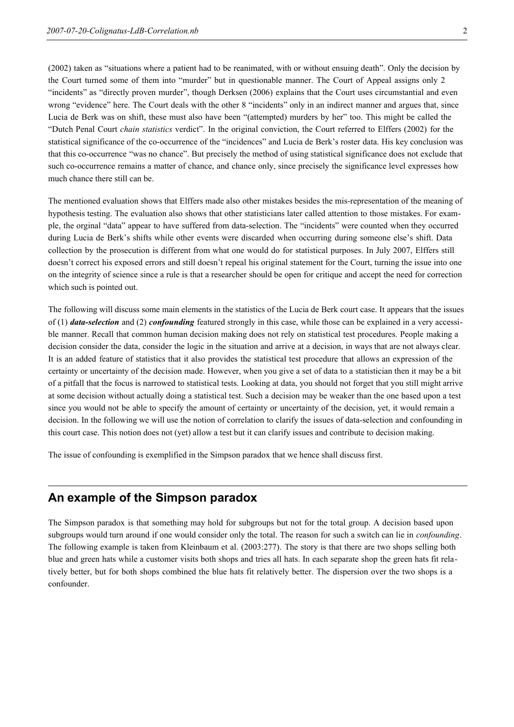(2002) taken as “situations where a patient had to be reanimated, with or without ensuing death”. Only the decision by the Court turned some of them into “murder” but in questionable manner. The Court of Appeal assigns only 2 “incidents” as “directly proven murder”, though Derksen (2006) explains that the Court uses circumstantial and even wrong “evidence” here. The Court deals with the other 8 “incidents” only in an indirect manner and argues that, since Lucia de Berk was on shift, these must also have been “(attempted) murders by her” too. This might be called the “Dutch Penal Court *chain statistics* verdict”. In the original conviction, the Court referred to Elffers (2002) for the statistical significance of the co-occurrence of the “incidences” and Lucia de Berk’s roster data. His key conclusion was that this co-occurrence “was no chance”. But precisely the method of using statistical significance does not exclude that such co-occurrence remains a matter of chance, and chance only, since precisely the significance level expresses how much chance there still can be.

The mentioned evaluation shows that Elffers made also other mistakes besides the mis-representation of the meaning of hypothesis testing. The evaluation also shows that other statisticians later called attention to those mistakes. For example, the orginal “data” appear to have suffered from data-selection. The “incidents” were counted when they occurred during Lucia de Berk’s shifts while other events were discarded when occurring during someone else’s shift. Data collection by the prosecution is different from what one would do for statistical purposes. In July 2007, Elffers still doesn’t correct his exposed errors and still doesn’t repeal his original statement for the Court, turning the issue into one on the integrity of science since a rule is that a researcher should be open for critique and accept the need for correction which such is pointed out.

The following will discuss some main elements in the statistics of the Lucia de Berk court case. It appears that the issues of (1) ***data-selection*** and (2) ***confounding*** featured strongly in this case, while those can be explained in a very accessible manner. Recall that common human decision making does not rely on statistical test procedures. People making a decision consider the data, consider the logic in the situation and arrive at a decision, in ways that are not always clear. It is an added feature of statistics that it also provides the statistical test procedure that allows an expression of the certainty or uncertainty of the decision made. However, when you give a set of data to a statistician then it may be a bit of a pitfall that the focus is narrowed to statistical tests. Looking at data, you should not forget that you still might arrive at some decision without actually doing a statistical test. Such a decision may be weaker than the one based upon a test since you would not be able to specify the amount of certainty or uncertainty of the decision, yet, it would remain a decision. In the following we will use the notion of correlation to clarify the issues of data-selection and confounding in this court case. This notion does not (yet) allow a test but it can clarify issues and contribute to decision making.

The issue of confounding is exemplified in the Simpson paradox that we hence shall discuss first.

## An example of the Simpson paradox

The Simpson paradox is that something may hold for subgroups but not for the total group. A decision based upon subgroups would turn around if one would consider only the total. The reason for such a switch can lie in *confounding*. The following example is taken from Kleinbaum et al. (2003:277). The story is that there are two shops selling both blue and green hats while a customer visits both shops and tries all hats. In each separate shop the green hats fit relatively better, but for both shops combined the blue hats fit relatively better. The dispersion over the two shops is a confounder.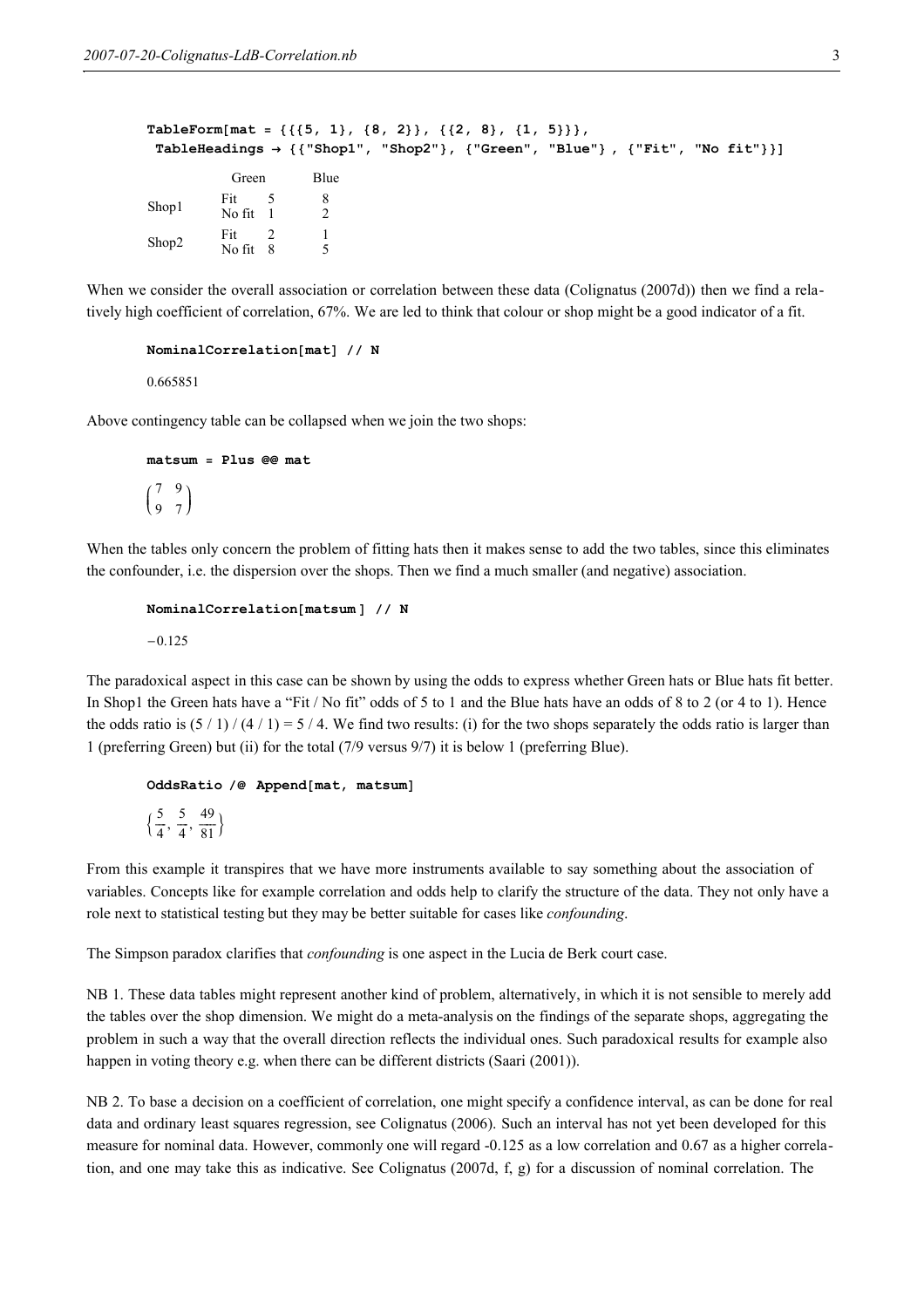```
TableForm[mat = {{{5, 1}, {8, 2}}, {{2, 8}, {1, 5}}},
 TableHeadings → {{"Shop1", "Shop2"}, {"Green", "Blue"} , {"Fit", "No fit"}}]
```

| | | Green | Blue |
|---|---|---|---|
| Shop1 | Fit | 5 | 8 |
| | No fit | 1 | 2 |
| Shop2 | Fit | 2 | 1 |
| | No fit | 8 | 5 |

When we consider the overall association or correlation between these data (Colignatus (2007d)) then we find a relatively high coefficient of correlation, 67%. We are led to think that colour or shop might be a good indicator of a fit.

```
NominalCorrelation[mat] // N
```

0.665851

Above contingency table can be collapsed when we join the two shops:

```
matsum = Plus @@ mat
```

$$\begin{pmatrix} 7 & 9 \\ 9 & 7 \end{pmatrix}$$

When the tables only concern the problem of fitting hats then it makes sense to add the two tables, since this eliminates the confounder, i.e. the dispersion over the shops. Then we find a much smaller (and negative) association.

```
NominalCorrelation[matsum ] // N
```

−0.125

The paradoxical aspect in this case can be shown by using the odds to express whether Green hats or Blue hats fit better. In Shop1 the Green hats have a "Fit / No fit" odds of 5 to 1 and the Blue hats have an odds of 8 to 2 (or 4 to 1). Hence the odds ratio is (5 / 1) / (4 / 1) = 5 / 4. We find two results: (i) for the two shops separately the odds ratio is larger than 1 (preferring Green) but (ii) for the total (7/9 versus 9/7) it is below 1 (preferring Blue).

```
OddsRatio /@ Append[mat, matsum]
```

$$\left\{\frac{5}{4}, \frac{5}{4}, \frac{49}{81}\right\}$$

From this example it transpires that we have more instruments available to say something about the association of variables. Concepts like for example correlation and odds help to clarify the structure of the data. They not only have a role next to statistical testing but they may be better suitable for cases like *confounding*.

The Simpson paradox clarifies that *confounding* is one aspect in the Lucia de Berk court case.

NB 1. These data tables might represent another kind of problem, alternatively, in which it is not sensible to merely add the tables over the shop dimension. We might do a meta-analysis on the findings of the separate shops, aggregating the problem in such a way that the overall direction reflects the individual ones. Such paradoxical results for example also happen in voting theory e.g. when there can be different districts (Saari (2001)).

NB 2. To base a decision on a coefficient of correlation, one might specify a confidence interval, as can be done for real data and ordinary least squares regression, see Colignatus (2006). Such an interval has not yet been developed for this measure for nominal data. However, commonly one will regard -0.125 as a low correlation and 0.67 as a higher correlation, and one may take this as indicative. See Colignatus (2007d, f, g) for a discussion of nominal correlation. The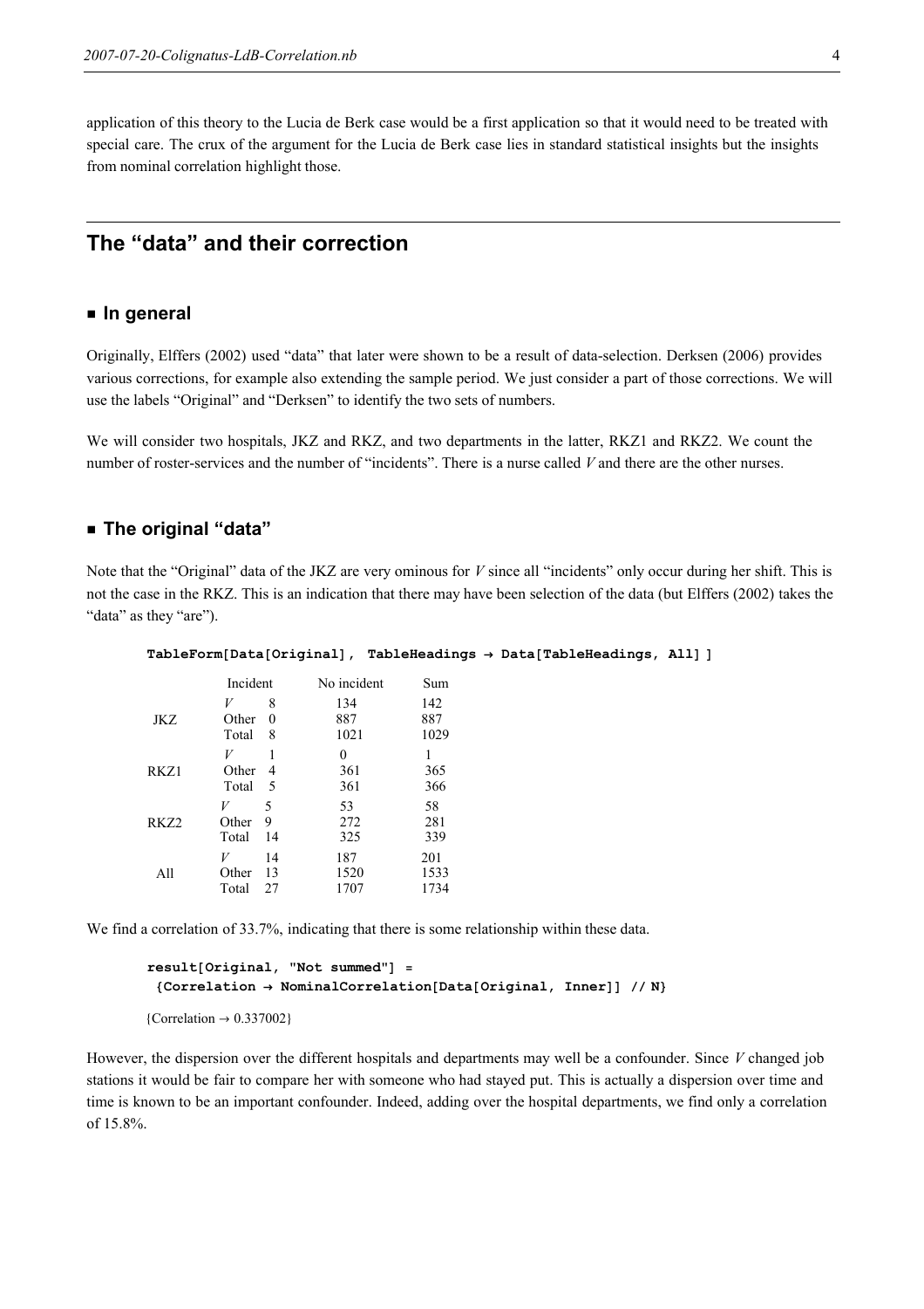application of this theory to the Lucia de Berk case would be a first application so that it would need to be treated with special care. The crux of the argument for the Lucia de Berk case lies in standard statistical insights but the insights from nominal correlation highlight those.

## The "data" and their correction

### ■ In general

Originally, Elffers (2002) used "data" that later were shown to be a result of data-selection. Derksen (2006) provides various corrections, for example also extending the sample period. We just consider a part of those corrections. We will use the labels "Original" and "Derksen" to identify the two sets of numbers.

We will consider two hospitals, JKZ and RKZ, and two departments in the latter, RKZ1 and RKZ2. We count the number of roster-services and the number of "incidents". There is a nurse called *V* and there are the other nurses.

### ■ The original "data"

Note that the "Original" data of the JKZ are very ominous for *V* since all "incidents" only occur during her shift. This is not the case in the RKZ. This is an indication that there may have been selection of the data (but Elffers (2002) takes the "data" as they "are").

```
TableForm[Data[Original], TableHeadings → Data[TableHeadings, All]]
```

| | | Incident | No incident | Sum |
|---|---|---|---|---|
| JKZ | *V* | 8 | 134 | 142 |
| | Other | 0 | 887 | 887 |
| | Total | 8 | 1021 | 1029 |
| RKZ1 | *V* | 1 | 0 | 1 |
| | Other | 4 | 361 | 365 |
| | Total | 5 | 361 | 366 |
| RKZ2 | *V* | 5 | 53 | 58 |
| | Other | 9 | 272 | 281 |
| | Total | 14 | 325 | 339 |
| All | *V* | 14 | 187 | 201 |
| | Other | 13 | 1520 | 1533 |
| | Total | 27 | 1707 | 1734 |

We find a correlation of 33.7%, indicating that there is some relationship within these data.

```
result[Original, "Not summed"] =
 {Correlation → NominalCorrelation[Data[Original, Inner]] // N}
```

{Correlation → 0.337002}

However, the dispersion over the different hospitals and departments may well be a confounder. Since *V* changed job stations it would be fair to compare her with someone who had stayed put. This is actually a dispersion over time and time is known to be an important confounder. Indeed, adding over the hospital departments, we find only a correlation of 15.8%.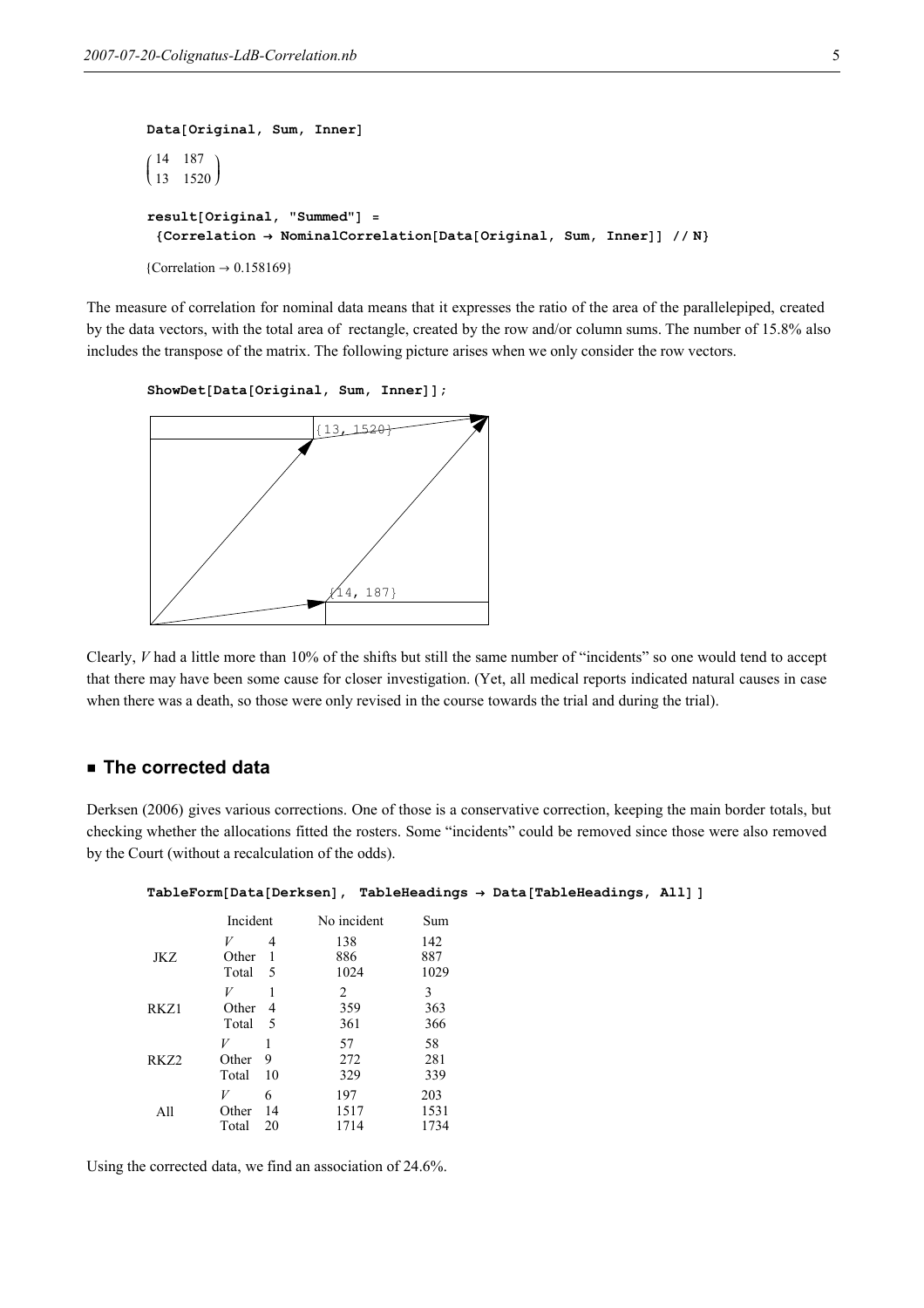```
Data[Original, Sum, Inner]
```

$$\begin{pmatrix} 14 & 187 \\ 13 & 1520 \end{pmatrix}$$

```
result[Original, "Summed"] =
 {Correlation → NominalCorrelation[Data[Original, Sum, Inner]] // N}
```

{Correlation → 0.158169}

The measure of correlation for nominal data means that it expresses the ratio of the area of the parallelepiped, created by the data vectors, with the total area of rectangle, created by the row and/or column sums. The number of 15.8% also includes the transpose of the matrix. The following picture arises when we only consider the row vectors.

```
ShowDet[Data[Original, Sum, Inner]];
```

{13, 1520}

{14, 187}

Clearly, *V* had a little more than 10% of the shifts but still the same number of "incidents" so one would tend to accept that there may have been some cause for closer investigation. (Yet, all medical reports indicated natural causes in case when there was a death, so those were only revised in the course towards the trial and during the trial).

## The corrected data

Derksen (2006) gives various corrections. One of those is a conservative correction, keeping the main border totals, but checking whether the allocations fitted the rosters. Some "incidents" could be removed since those were also removed by the Court (without a recalculation of the odds).

```
TableForm[Data[Derksen], TableHeadings → Data[TableHeadings, All]]
```

| | | Incident | No incident | Sum |
|---|---|---|---|---|
| JKZ | *V* | 4 | 138 | 142 |
| | Other | 1 | 886 | 887 |
| | Total | 5 | 1024 | 1029 |
| RKZ1 | *V* | 1 | 2 | 3 |
| | Other | 4 | 359 | 363 |
| | Total | 5 | 361 | 366 |
| RKZ2 | *V* | 1 | 57 | 58 |
| | Other | 9 | 272 | 281 |
| | Total | 10 | 329 | 339 |
| All | *V* | 6 | 197 | 203 |
| | Other | 14 | 1517 | 1531 |
| | Total | 20 | 1714 | 1734 |

Using the corrected data, we find an association of 24.6%.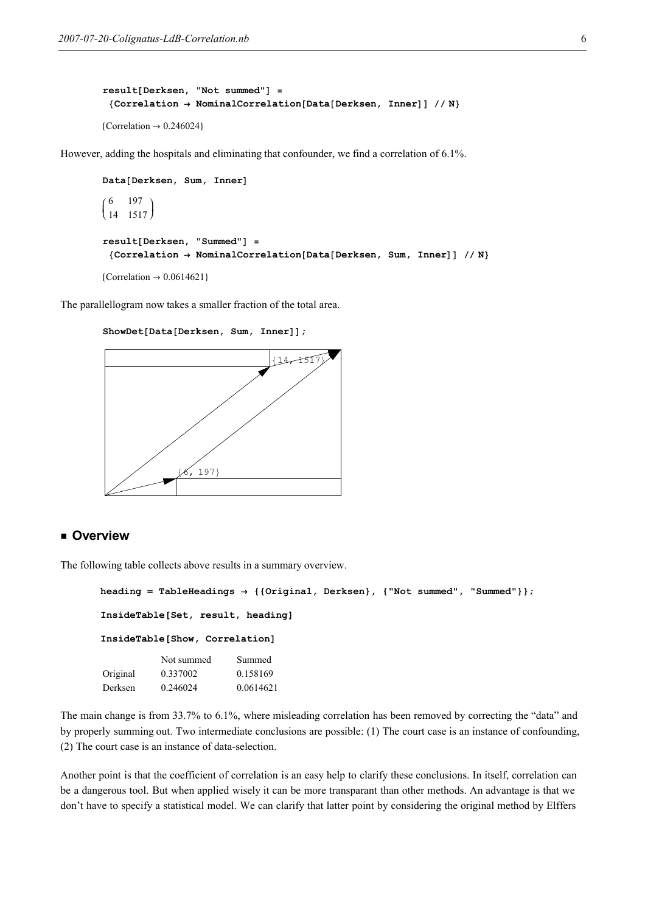```
result[Derksen, "Not summed"] =
 {Correlation → NominalCorrelation[Data[Derksen, Inner]] // N}
```

{Correlation → 0.246024}

However, adding the hospitals and eliminating that confounder, we find a correlation of 6.1%.

```
Data[Derksen, Sum, Inner]
```

$$\begin{pmatrix} 6 & 197 \\ 14 & 1517 \end{pmatrix}$$

```
result[Derksen, "Summed"] =
 {Correlation → NominalCorrelation[Data[Derksen, Sum, Inner]] // N}
```

{Correlation → 0.0614621}

The parallellogram now takes a smaller fraction of the total area.

```
ShowDet[Data[Derksen, Sum, Inner]];
```

## ■ Overview

The following table collects above results in a summary overview.

```
heading = TableHeadings → {{Original, Derksen}, {"Not summed", "Summed"}};

InsideTable[Set, result, heading]

InsideTable[Show, Correlation]
```

| | Not summed | Summed |
|---|---|---|
| Original | 0.337002 | 0.158169 |
| Derksen | 0.246024 | 0.0614621 |

The main change is from 33.7% to 6.1%, where misleading correlation has been removed by correcting the "data" and by properly summing out. Two intermediate conclusions are possible: (1) The court case is an instance of confounding, (2) The court case is an instance of data-selection.

Another point is that the coefficient of correlation is an easy help to clarify these conclusions. In itself, correlation can be a dangerous tool. But when applied wisely it can be more transparant than other methods. An advantage is that we don't have to specify a statistical model. We can clarify that latter point by considering the original method by Elffers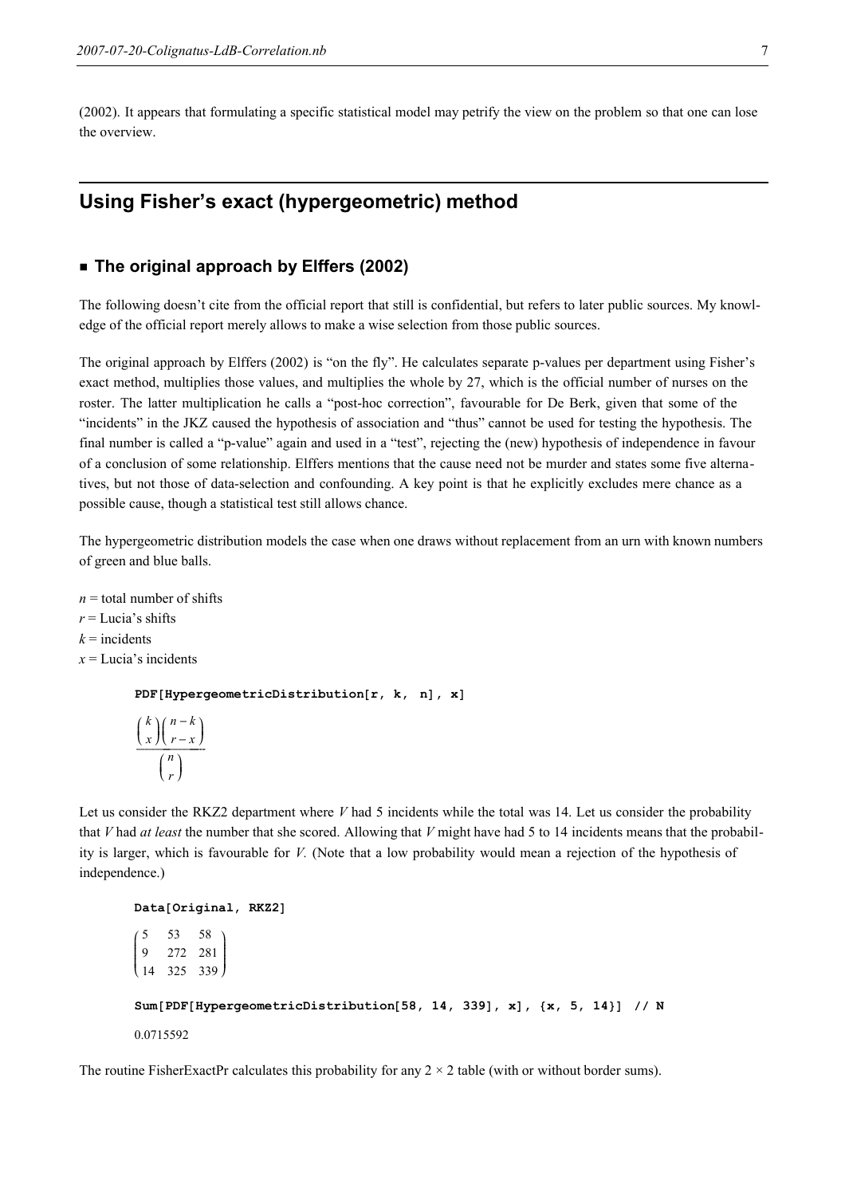(2002). It appears that formulating a specific statistical model may petrify the view on the problem so that one can lose the overview.

# Using Fisher's exact (hypergeometric) method

## ■ The original approach by Elffers (2002)

The following doesn't cite from the official report that still is confidential, but refers to later public sources. My knowledge of the official report merely allows to make a wise selection from those public sources.

The original approach by Elffers (2002) is "on the fly". He calculates separate p-values per department using Fisher's exact method, multiplies those values, and multiplies the whole by 27, which is the official number of nurses on the roster. The latter multiplication he calls a "post-hoc correction", favourable for De Berk, given that some of the "incidents" in the JKZ caused the hypothesis of association and "thus" cannot be used for testing the hypothesis. The final number is called a "p-value" again and used in a "test", rejecting the (new) hypothesis of independence in favour of a conclusion of some relationship. Elffers mentions that the cause need not be murder and states some five alternatives, but not those of data-selection and confounding. A key point is that he explicitly excludes mere chance as a possible cause, though a statistical test still allows chance.

The hypergeometric distribution models the case when one draws without replacement from an urn with known numbers of green and blue balls.

$n$ = total number of shifts
$r$ = Lucia's shifts
$k$ = incidents
$x$ = Lucia's incidents

```
PDF[HypergeometricDistribution[r, k, n], x]
```

$$\frac{\binom{k}{x}\binom{n-k}{r-x}}{\binom{n}{r}}$$

Let us consider the RKZ2 department where $V$ had 5 incidents while the total was 14. Let us consider the probability that $V$ had *at least* the number that she scored. Allowing that $V$ might have had 5 to 14 incidents means that the probability is larger, which is favourable for $V$. (Note that a low probability would mean a rejection of the hypothesis of independence.)

```
Data[Original, RKZ2]
```

$$\begin{pmatrix} 5 & 53 & 58 \\ 9 & 272 & 281 \\ 14 & 325 & 339 \end{pmatrix}$$

```
Sum[PDF[HypergeometricDistribution[58, 14, 339], x], {x, 5, 14}] // N
```

0.0715592

The routine FisherExactPr calculates this probability for any $2 \times 2$ table (with or without border sums).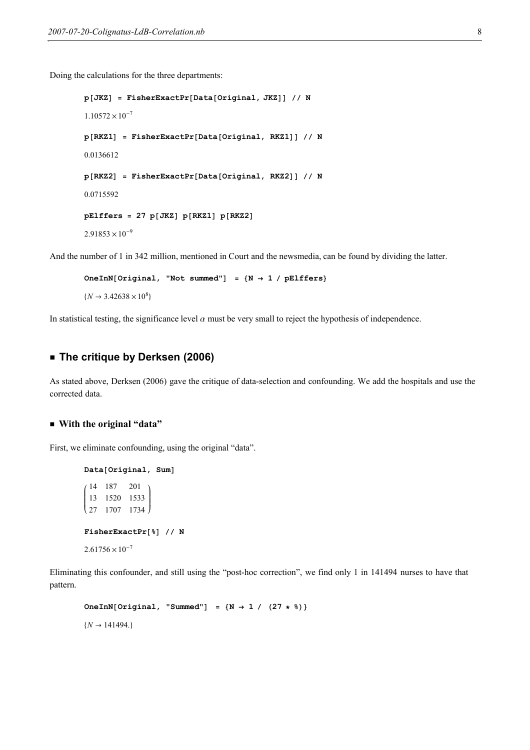Doing the calculations for the three departments:

```
p[JKZ] = FisherExactPr[Data[Original, JKZ]] // N
```

$1.10572 \times 10^{-7}$

```
p[RKZ1] = FisherExactPr[Data[Original, RKZ1]] // N
```

0.0136612

```
p[RKZ2] = FisherExactPr[Data[Original, RKZ2]] // N
```

0.0715592

```
pElffers = 27 p[JKZ] p[RKZ1] p[RKZ2]
```

$2.91853 \times 10^{-9}$

And the number of 1 in 342 million, mentioned in Court and the newsmedia, can be found by dividing the latter.

```
OneInN[Original, "Not summed"] = {N → 1 / pElffers}
```

$\{N \to 3.42638 \times 10^{8}\}$

In statistical testing, the significance level $\alpha$ must be very small to reject the hypothesis of independence.

## The critique by Derksen (2006)

As stated above, Derksen (2006) gave the critique of data-selection and confounding. We add the hospitals and use the corrected data.

### With the original "data"

First, we eliminate confounding, using the original "data".

```
Data[Original, Sum]
```

$$\begin{pmatrix} 14 & 187 & 201 \\ 13 & 1520 & 1533 \\ 27 & 1707 & 1734 \end{pmatrix}$$

```
FisherExactPr[%] // N
```

$2.61756 \times 10^{-7}$

Eliminating this confounder, and still using the "post-hoc correction", we find only 1 in 141494 nurses to have that pattern.

```
OneInN[Original, "Summed"] = {N → 1 / (27 * %)}
```

$\{N \to 141494.\}$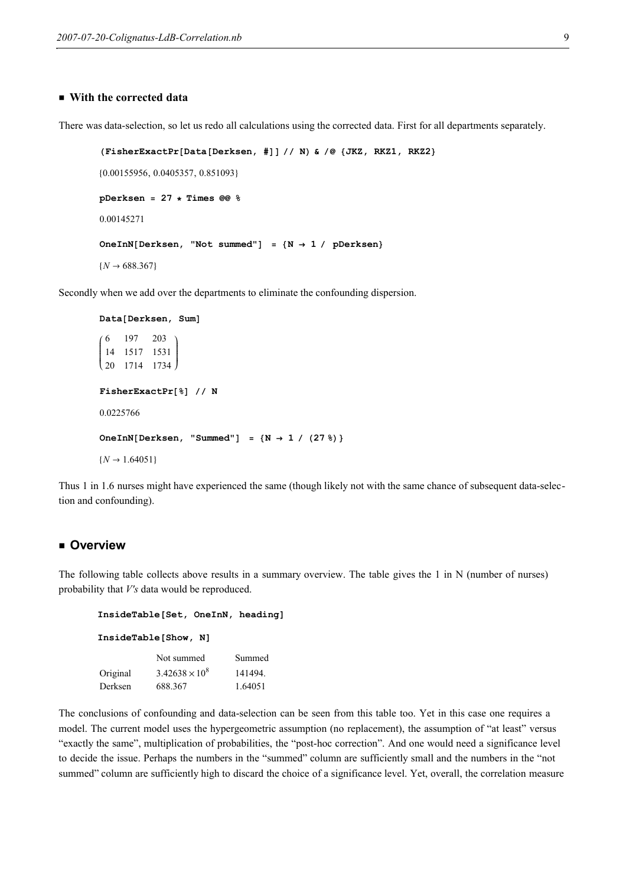### ■ With the corrected data

There was data-selection, so let us redo all calculations using the corrected data. First for all departments separately.

```
(FisherExactPr[Data[Derksen, #]] // N) & /@ {JKZ, RKZ1, RKZ2}
```

{0.00155956, 0.0405357, 0.851093}

```
pDerksen = 27 * Times @@ %
```

0.00145271

```
OneInN[Derksen, "Not summed"] = {N → 1 / pDerksen}
```

$\{N \to 688.367\}$

Secondly when we add over the departments to eliminate the confounding dispersion.

```
Data[Derksen, Sum]
```

$$\begin{pmatrix} 6 & 197 & 203 \\ 14 & 1517 & 1531 \\ 20 & 1714 & 1734 \end{pmatrix}$$

```
FisherExactPr[%] // N
```

0.0225766

```
OneInN[Derksen, "Summed"] = {N → 1 / (27 %)}
```

$\{N \to 1.64051\}$

Thus 1 in 1.6 nurses might have experienced the same (though likely not with the same chance of subsequent data-selection and confounding).

## ■ Overview

The following table collects above results in a summary overview. The table gives the 1 in N (number of nurses) probability that *V's* data would be reproduced.

```
InsideTable[Set, OneInN, heading]
```

```
InsideTable[Show, N]
```

| | Not summed | Summed |
|---|---|---|
| Original | $3.42638 \times 10^8$ | 141494. |
| Derksen | 688.367 | 1.64051 |

The conclusions of confounding and data-selection can be seen from this table too. Yet in this case one requires a model. The current model uses the hypergeometric assumption (no replacement), the assumption of "at least" versus "exactly the same", multiplication of probabilities, the "post-hoc correction". And one would need a significance level to decide the issue. Perhaps the numbers in the "summed" column are sufficiently small and the numbers in the "not summed" column are sufficiently high to discard the choice of a significance level. Yet, overall, the correlation measure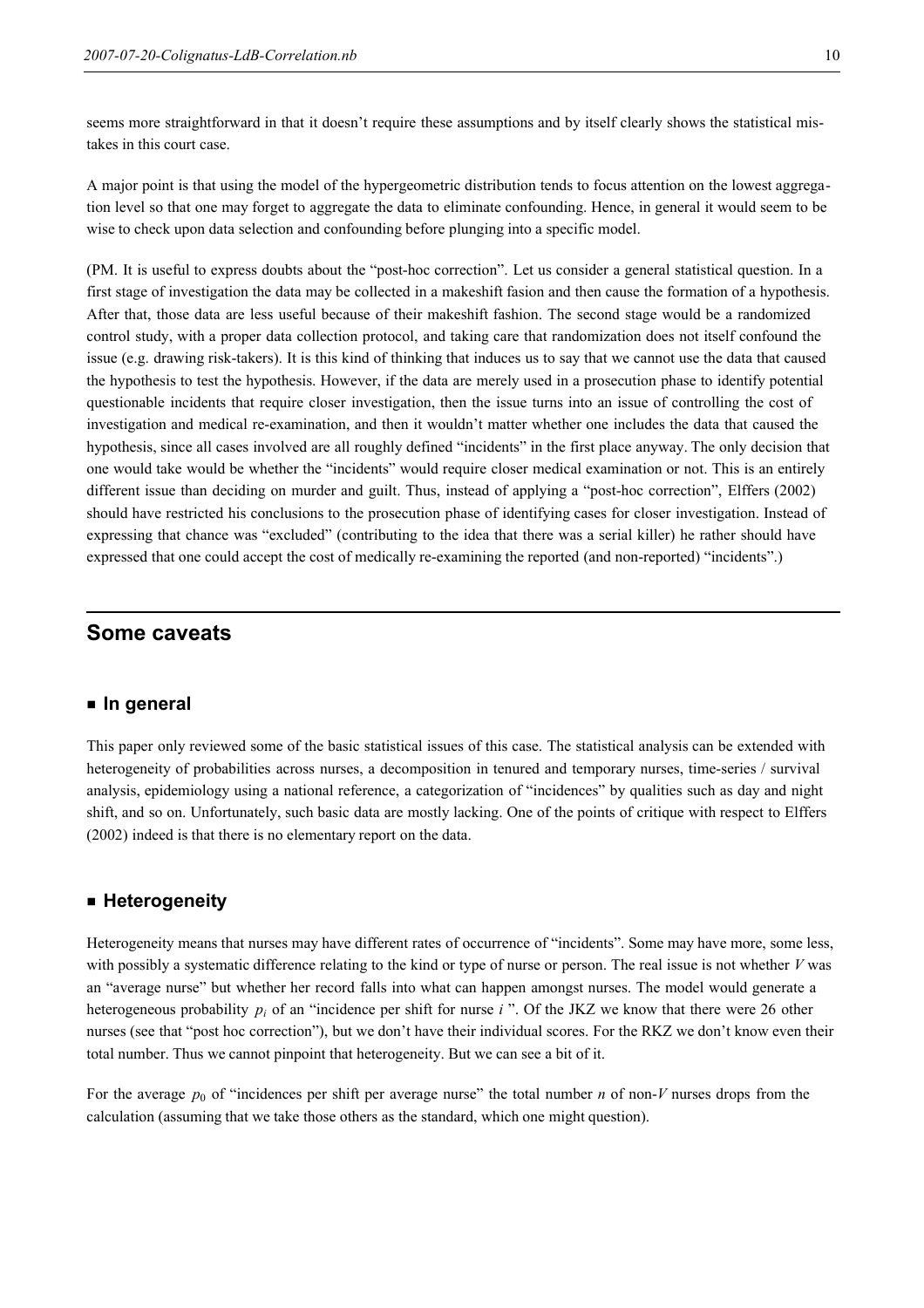seems more straightforward in that it doesn't require these assumptions and by itself clearly shows the statistical mistakes in this court case.

A major point is that using the model of the hypergeometric distribution tends to focus attention on the lowest aggregation level so that one may forget to aggregate the data to eliminate confounding. Hence, in general it would seem to be wise to check upon data selection and confounding before plunging into a specific model.

(PM. It is useful to express doubts about the "post-hoc correction". Let us consider a general statistical question. In a first stage of investigation the data may be collected in a makeshift fasion and then cause the formation of a hypothesis. After that, those data are less useful because of their makeshift fashion. The second stage would be a randomized control study, with a proper data collection protocol, and taking care that randomization does not itself confound the issue (e.g. drawing risk-takers). It is this kind of thinking that induces us to say that we cannot use the data that caused the hypothesis to test the hypothesis. However, if the data are merely used in a prosecution phase to identify potential questionable incidents that require closer investigation, then the issue turns into an issue of controlling the cost of investigation and medical re-examination, and then it wouldn't matter whether one includes the data that caused the hypothesis, since all cases involved are all roughly defined "incidents" in the first place anyway. The only decision that one would take would be whether the "incidents" would require closer medical examination or not. This is an entirely different issue than deciding on murder and guilt. Thus, instead of applying a "post-hoc correction", Elffers (2002) should have restricted his conclusions to the prosecution phase of identifying cases for closer investigation. Instead of expressing that chance was "excluded" (contributing to the idea that there was a serial killer) he rather should have expressed that one could accept the cost of medically re-examining the reported (and non-reported) "incidents".)

## Some caveats

### ■ In general

This paper only reviewed some of the basic statistical issues of this case. The statistical analysis can be extended with heterogeneity of probabilities across nurses, a decomposition in tenured and temporary nurses, time-series / survival analysis, epidemiology using a national reference, a categorization of "incidences" by qualities such as day and night shift, and so on. Unfortunately, such basic data are mostly lacking. One of the points of critique with respect to Elffers (2002) indeed is that there is no elementary report on the data.

### ■ Heterogeneity

Heterogeneity means that nurses may have different rates of occurrence of "incidents". Some may have more, some less, with possibly a systematic difference relating to the kind or type of nurse or person. The real issue is not whether $V$ was an "average nurse" but whether her record falls into what can happen amongst nurses. The model would generate a heterogeneous probability $p_i$ of an "incidence per shift for nurse $i$ ". Of the JKZ we know that there were 26 other nurses (see that "post hoc correction"), but we don't have their individual scores. For the RKZ we don't know even their total number. Thus we cannot pinpoint that heterogeneity. But we can see a bit of it.

For the average $p_0$ of "incidences per shift per average nurse" the total number $n$ of non-$V$ nurses drops from the calculation (assuming that we take those others as the standard, which one might question).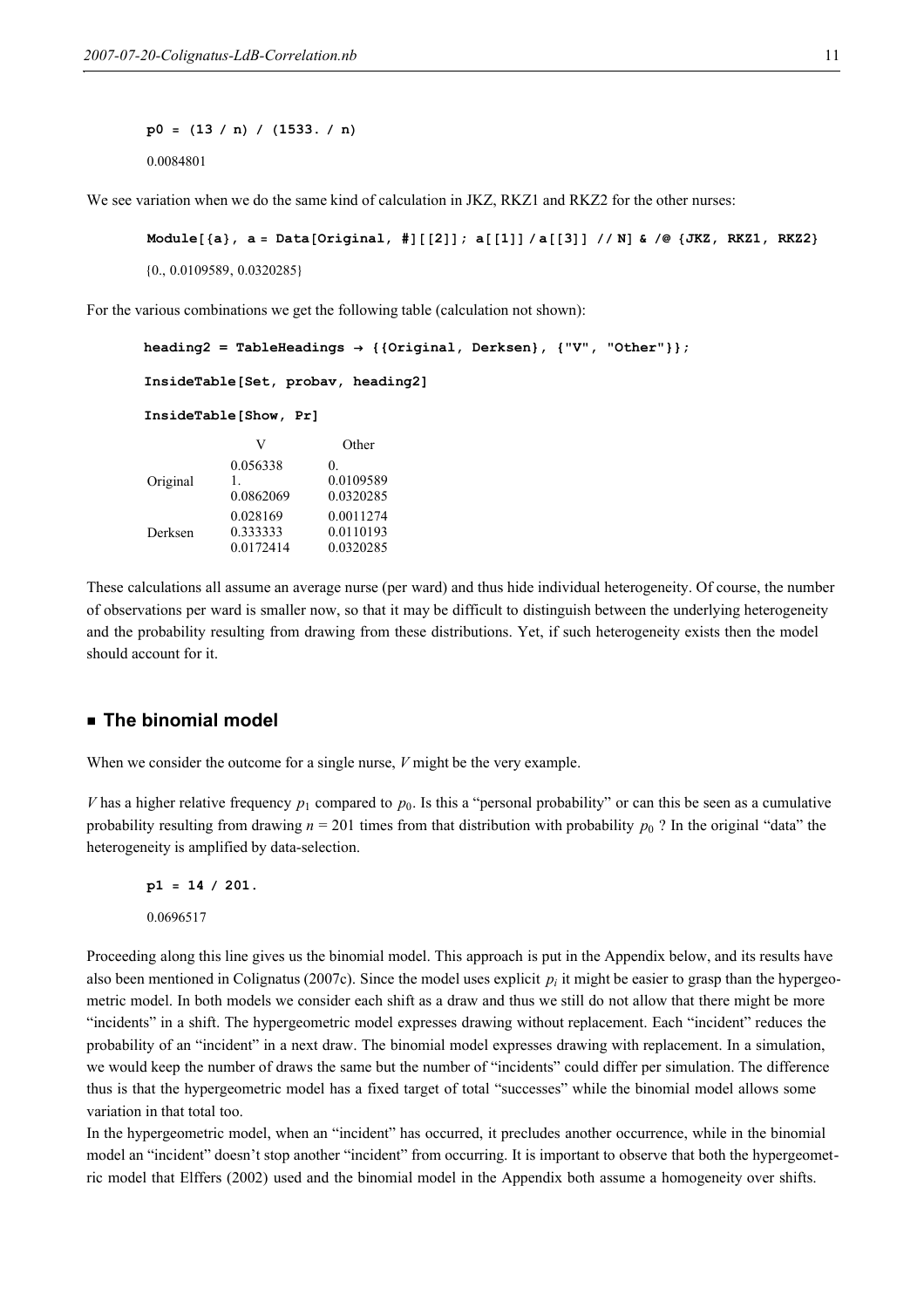```
p0 = (13 / n) / (1533. / n)
```

0.0084801

We see variation when we do the same kind of calculation in JKZ, RKZ1 and RKZ2 for the other nurses:

```
Module[{a}, a = Data[Original, #][[2]]; a[[1]] / a[[3]] // N] & /@ {JKZ, RKZ1, RKZ2}
```

{0., 0.0109589, 0.0320285}

For the various combinations we get the following table (calculation not shown):

```
heading2 = TableHeadings → {{Original, Derksen}, {"V", "Other"}};

InsideTable[Set, probav, heading2]

InsideTable[Show, Pr]
```

| | V | Other |
|---|---|---|
| Original | 0.056338<br>1.<br>0.0862069 | 0.<br>0.0109589<br>0.0320285 |
| Derksen | 0.028169<br>0.333333<br>0.0172414 | 0.0011274<br>0.0110193<br>0.0320285 |

These calculations all assume an average nurse (per ward) and thus hide individual heterogeneity. Of course, the number of observations per ward is smaller now, so that it may be difficult to distinguish between the underlying heterogeneity and the probability resulting from drawing from these distributions. Yet, if such heterogeneity exists then the model should account for it.

## The binomial model

When we consider the outcome for a single nurse, *V* might be the very example.

*V* has a higher relative frequency $p_1$ compared to $p_0$. Is this a "personal probability" or can this be seen as a cumulative probability resulting from drawing $n = 201$ times from that distribution with probability $p_0$ ? In the original "data" the heterogeneity is amplified by data-selection.

```
p1 = 14 / 201.
```

0.0696517

Proceeding along this line gives us the binomial model. This approach is put in the Appendix below, and its results have also been mentioned in Colignatus (2007c). Since the model uses explicit $p_i$ it might be easier to grasp than the hypergeometric model. In both models we consider each shift as a draw and thus we still do not allow that there might be more "incidents" in a shift. The hypergeometric model expresses drawing without replacement. Each "incident" reduces the probability of an "incident" in a next draw. The binomial model expresses drawing with replacement. In a simulation, we would keep the number of draws the same but the number of "incidents" could differ per simulation. The difference thus is that the hypergeometric model has a fixed target of total "successes" while the binomial model allows some variation in that total too.

In the hypergeometric model, when an "incident" has occurred, it precludes another occurrence, while in the binomial model an "incident" doesn't stop another "incident" from occurring. It is important to observe that both the hypergeometric model that Elffers (2002) used and the binomial model in the Appendix both assume a homogeneity over shifts.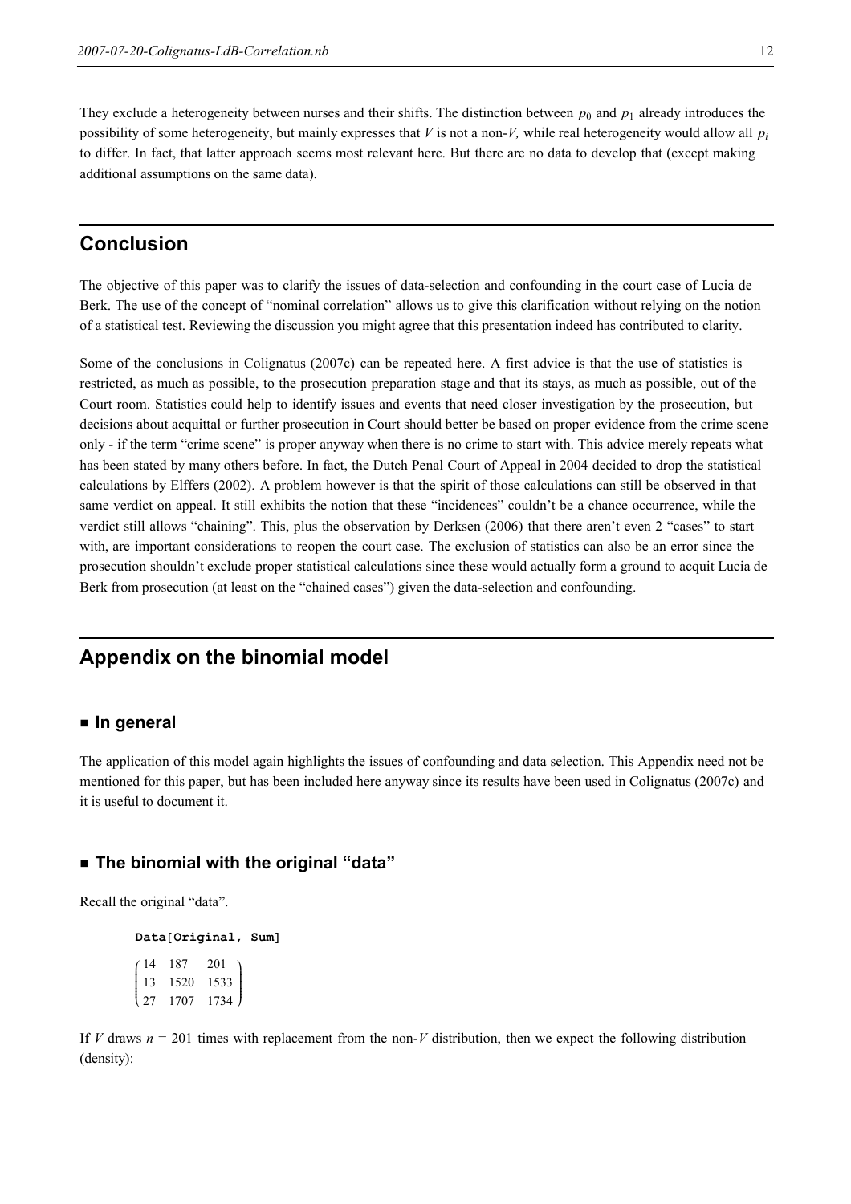They exclude a heterogeneity between nurses and their shifts. The distinction between $p_0$ and $p_1$ already introduces the possibility of some heterogeneity, but mainly expresses that $V$ is not a non-$V$, while real heterogeneity would allow all $p_i$ to differ. In fact, that latter approach seems most relevant here. But there are no data to develop that (except making additional assumptions on the same data).

## Conclusion

The objective of this paper was to clarify the issues of data-selection and confounding in the court case of Lucia de Berk. The use of the concept of "nominal correlation" allows us to give this clarification without relying on the notion of a statistical test. Reviewing the discussion you might agree that this presentation indeed has contributed to clarity.

Some of the conclusions in Colignatus (2007c) can be repeated here. A first advice is that the use of statistics is restricted, as much as possible, to the prosecution preparation stage and that its stays, as much as possible, out of the Court room. Statistics could help to identify issues and events that need closer investigation by the prosecution, but decisions about acquittal or further prosecution in Court should better be based on proper evidence from the crime scene only - if the term "crime scene" is proper anyway when there is no crime to start with. This advice merely repeats what has been stated by many others before. In fact, the Dutch Penal Court of Appeal in 2004 decided to drop the statistical calculations by Elffers (2002). A problem however is that the spirit of those calculations can still be observed in that same verdict on appeal. It still exhibits the notion that these "incidences" couldn't be a chance occurrence, while the verdict still allows "chaining". This, plus the observation by Derksen (2006) that there aren't even 2 "cases" to start with, are important considerations to reopen the court case. The exclusion of statistics can also be an error since the prosecution shouldn't exclude proper statistical calculations since these would actually form a ground to acquit Lucia de Berk from prosecution (at least on the "chained cases") given the data-selection and confounding.

## Appendix on the binomial model

### ■ In general

The application of this model again highlights the issues of confounding and data selection. This Appendix need not be mentioned for this paper, but has been included here anyway since its results have been used in Colignatus (2007c) and it is useful to document it.

### ■ The binomial with the original "data"

Recall the original "data".

```
Data[Original, Sum]
```

$$\begin{pmatrix} 14 & 187 & 201 \\ 13 & 1520 & 1533 \\ 27 & 1707 & 1734 \end{pmatrix}$$

If $V$ draws $n = 201$ times with replacement from the non-$V$ distribution, then we expect the following distribution (density):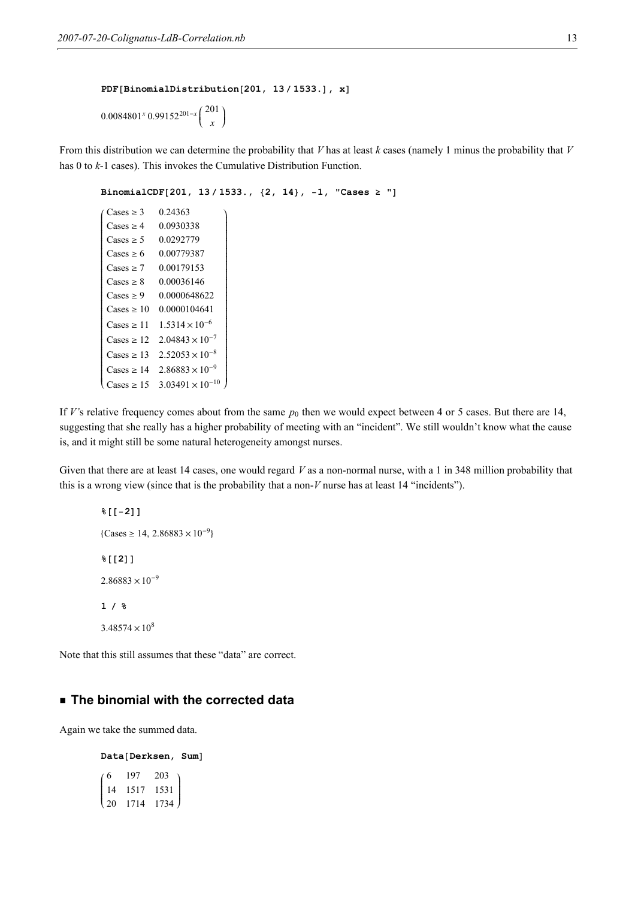```
PDF[BinomialDistribution[201, 13 / 1533.], x]
```

$$0.0084801^x \, 0.99152^{201-x} \binom{201}{x}$$

From this distribution we can determine the probability that $V$ has at least $k$ cases (namely 1 minus the probability that $V$ has 0 to $k$-1 cases). This invokes the Cumulative Distribution Function.

```
BinomialCDF[201, 13 / 1533., {2, 14}, -1, "Cases ≥ "]
```

| | |
|---|---|
| Cases ≥ 3 | 0.24363 |
| Cases ≥ 4 | 0.0930338 |
| Cases ≥ 5 | 0.0292779 |
| Cases ≥ 6 | 0.00779387 |
| Cases ≥ 7 | 0.00179153 |
| Cases ≥ 8 | 0.00036146 |
| Cases ≥ 9 | 0.0000648622 |
| Cases ≥ 10 | 0.0000104641 |
| Cases ≥ 11 | $1.5314 \times 10^{-6}$ |
| Cases ≥ 12 | $2.04843 \times 10^{-7}$ |
| Cases ≥ 13 | $2.52053 \times 10^{-8}$ |
| Cases ≥ 14 | $2.86883 \times 10^{-9}$ |
| Cases ≥ 15 | $3.03491 \times 10^{-10}$ |

If $V$'s relative frequency comes about from the same $p_0$ then we would expect between 4 or 5 cases. But there are 14, suggesting that she really has a higher probability of meeting with an "incident". We still wouldn't know what the cause is, and it might still be some natural heterogeneity amongst nurses.

Given that there are at least 14 cases, one would regard $V$ as a non-normal nurse, with a 1 in 348 million probability that this is a wrong view (since that is the probability that a non-$V$ nurse has at least 14 "incidents").

```
%[[-2]]
```

{Cases ≥ 14, $2.86883 \times 10^{-9}$}

```
%[[2]]
```

$2.86883 \times 10^{-9}$

```
1 / %
```

$3.48574 \times 10^{8}$

Note that this still assumes that these "data" are correct.

## ■ The binomial with the corrected data

Again we take the summed data.

```
Data[Derksen, Sum]
```

| | | |
|---|---|---|
| 6 | 197 | 203 |
| 14 | 1517 | 1531 |
| 20 | 1714 | 1734 |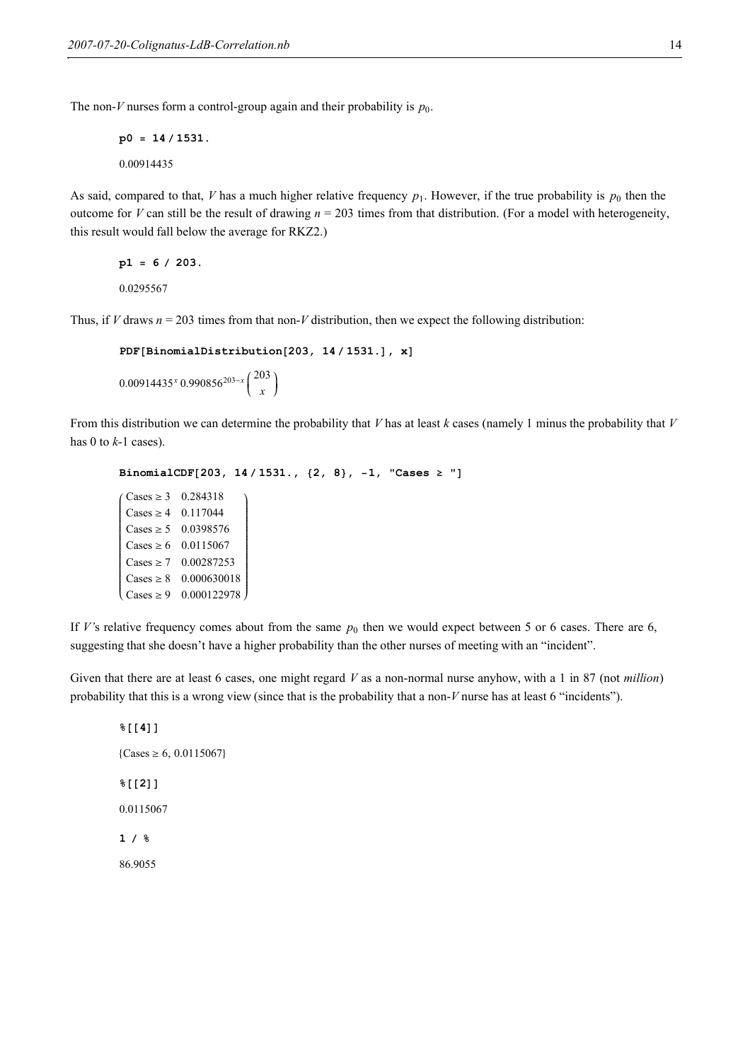The non-$V$ nurses form a control-group again and their probability is $p_0$.

```
p0 = 14 / 1531.
```

0.00914435

As said, compared to that, $V$ has a much higher relative frequency $p_1$. However, if the true probability is $p_0$ then the outcome for $V$ can still be the result of drawing $n = 203$ times from that distribution. (For a model with heterogeneity, this result would fall below the average for RKZ2.)

```
p1 = 6 / 203.
```

0.0295567

Thus, if $V$ draws $n = 203$ times from that non-$V$ distribution, then we expect the following distribution:

```
PDF[BinomialDistribution[203, 14 / 1531.], x]
```

$$0.00914435^x \, 0.990856^{203-x} \binom{203}{x}$$

From this distribution we can determine the probability that $V$ has at least $k$ cases (namely 1 minus the probability that $V$ has 0 to $k$-1 cases).

```
BinomialCDF[203, 14 / 1531., {2, 8}, -1, "Cases ≥ "]
```

| | |
|---|---|
| Cases ≥ 3 | 0.284318 |
| Cases ≥ 4 | 0.117044 |
| Cases ≥ 5 | 0.0398576 |
| Cases ≥ 6 | 0.0115067 |
| Cases ≥ 7 | 0.00287253 |
| Cases ≥ 8 | 0.000630018 |
| Cases ≥ 9 | 0.000122978 |

If $V$'s relative frequency comes about from the same $p_0$ then we would expect between 5 or 6 cases. There are 6, suggesting that she doesn't have a higher probability than the other nurses of meeting with an "incident".

Given that there are at least 6 cases, one might regard $V$ as a non-normal nurse anyhow, with a 1 in 87 (not *million*) probability that this is a wrong view (since that is the probability that a non-$V$ nurse has at least 6 "incidents").

```
%[[4]]
```

{Cases ≥ 6, 0.0115067}

```
%[[2]]
```

0.0115067

```
1 / %
```

86.9055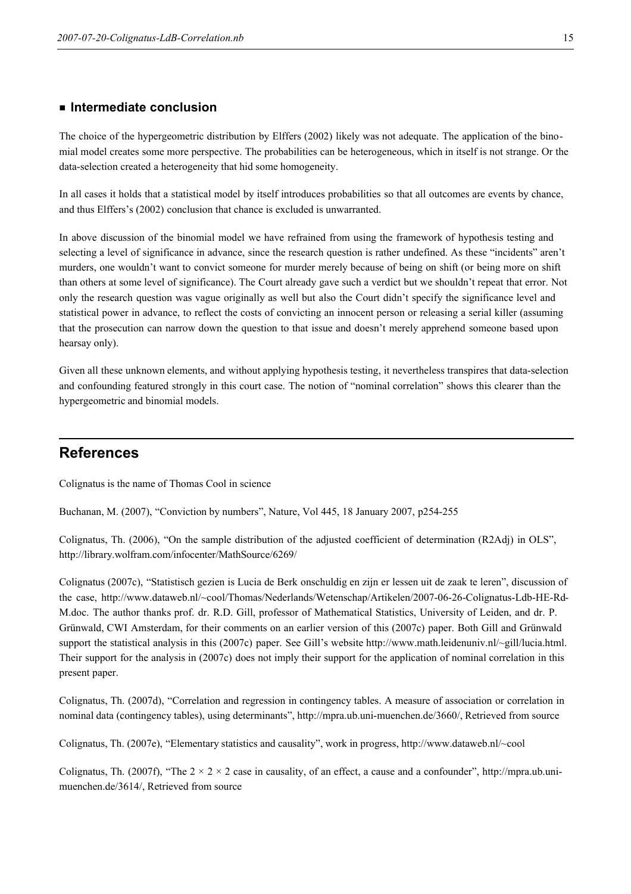### Intermediate conclusion

The choice of the hypergeometric distribution by Elffers (2002) likely was not adequate. The application of the binomial model creates some more perspective. The probabilities can be heterogeneous, which in itself is not strange. Or the data-selection created a heterogeneity that hid some homogeneity.

In all cases it holds that a statistical model by itself introduces probabilities so that all outcomes are events by chance, and thus Elffers's (2002) conclusion that chance is excluded is unwarranted.

In above discussion of the binomial model we have refrained from using the framework of hypothesis testing and selecting a level of significance in advance, since the research question is rather undefined. As these "incidents" aren't murders, one wouldn't want to convict someone for murder merely because of being on shift (or being more on shift than others at some level of significance). The Court already gave such a verdict but we shouldn't repeat that error. Not only the research question was vague originally as well but also the Court didn't specify the significance level and statistical power in advance, to reflect the costs of convicting an innocent person or releasing a serial killer (assuming that the prosecution can narrow down the question to that issue and doesn't merely apprehend someone based upon hearsay only).

Given all these unknown elements, and without applying hypothesis testing, it nevertheless transpires that data-selection and confounding featured strongly in this court case. The notion of "nominal correlation" shows this clearer than the hypergeometric and binomial models.

## References

Colignatus is the name of Thomas Cool in science

Buchanan, M. (2007), "Conviction by numbers", Nature, Vol 445, 18 January 2007, p254-255

Colignatus, Th. (2006), "On the sample distribution of the adjusted coefficient of determination (R2Adj) in OLS", http://library.wolfram.com/infocenter/MathSource/6269/

Colignatus (2007c), "Statistisch gezien is Lucia de Berk onschuldig en zijn er lessen uit de zaak te leren", discussion of the case, http://www.dataweb.nl/~cool/Thomas/Nederlands/Wetenschap/Artikelen/2007-06-26-Colignatus-Ldb-HE-Rd-M.doc. The author thanks prof. dr. R.D. Gill, professor of Mathematical Statistics, University of Leiden, and dr. P. Grünwald, CWI Amsterdam, for their comments on an earlier version of this (2007c) paper. Both Gill and Grünwald support the statistical analysis in this (2007c) paper. See Gill's website http://www.math.leidenuniv.nl/~gill/lucia.html. Their support for the analysis in (2007c) does not imply their support for the application of nominal correlation in this present paper.

Colignatus, Th. (2007d), "Correlation and regression in contingency tables. A measure of association or correlation in nominal data (contingency tables), using determinants", http://mpra.ub.uni-muenchen.de/3660/, Retrieved from source

Colignatus, Th. (2007e), "Elementary statistics and causality", work in progress, http://www.dataweb.nl/~cool

Colignatus, Th. (2007f), "The $2 \times 2 \times 2$ case in causality, of an effect, a cause and a confounder", http://mpra.ub.uni-muenchen.de/3614/, Retrieved from source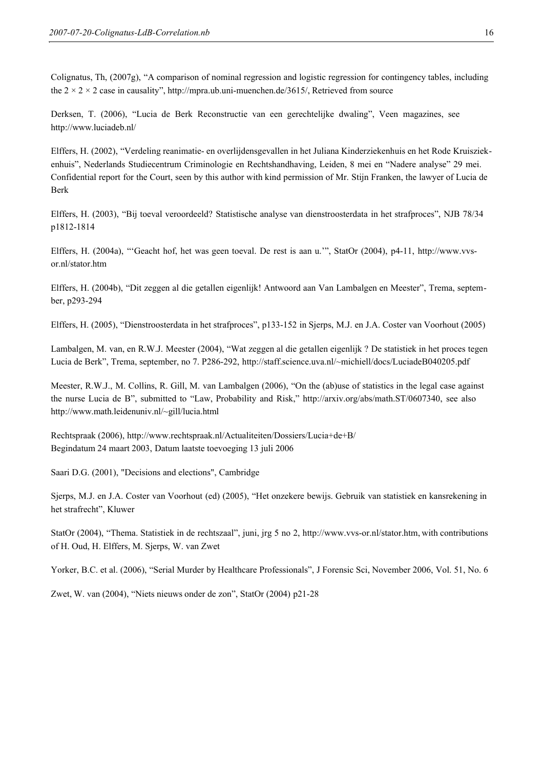Colignatus, Th, (2007g), “A comparison of nominal regression and logistic regression for contingency tables, including the $2 \times 2 \times 2$ case in causality”, http://mpra.ub.uni-muenchen.de/3615/, Retrieved from source

Derksen, T. (2006), “Lucia de Berk Reconstructie van een gerechtelijke dwaling”, Veen magazines, see http://www.luciadeb.nl/

Elffers, H. (2002), “Verdeling reanimatie- en overlijdensgevallen in het Juliana Kinderziekenhuis en het Rode Kruisziekenhuis”, Nederlands Studiecentrum Criminologie en Rechtshandhaving, Leiden, 8 mei en “Nadere analyse” 29 mei. Confidential report for the Court, seen by this author with kind permission of Mr. Stijn Franken, the lawyer of Lucia de Berk

Elffers, H. (2003), “Bij toeval veroordeeld? Statistische analyse van dienstroosterdata in het strafproces”, NJB 78/34 p1812-1814

Elffers, H. (2004a), “‘Geacht hof, het was geen toeval. De rest is aan u.’”, StatOr (2004), p4-11, http://www.vvs-or.nl/stator.htm

Elffers, H. (2004b), “Dit zeggen al die getallen eigenlijk! Antwoord aan Van Lambalgen en Meester”, Trema, september, p293-294

Elffers, H. (2005), “Dienstroosterdata in het strafproces”, p133-152 in Sjerps, M.J. en J.A. Coster van Voorhout (2005)

Lambalgen, M. van, en R.W.J. Meester (2004), “Wat zeggen al die getallen eigenlijk ? De statistiek in het proces tegen Lucia de Berk”, Trema, september, no 7. P286-292, http://staff.science.uva.nl/~michiell/docs/LuciadeB040205.pdf

Meester, R.W.J., M. Collins, R. Gill, M. van Lambalgen (2006), “On the (ab)use of statistics in the legal case against the nurse Lucia de B”, submitted to “Law, Probability and Risk,” http://arxiv.org/abs/math.ST/0607340, see also http://www.math.leidenuniv.nl/~gill/lucia.html

Rechtspraak (2006), http://www.rechtspraak.nl/Actualiteiten/Dossiers/Lucia+de+B/
Begindatum 24 maart 2003, Datum laatste toevoeging 13 juli 2006

Saari D.G. (2001), "Decisions and elections", Cambridge

Sjerps, M.J. en J.A. Coster van Voorhout (ed) (2005), “Het onzekere bewijs. Gebruik van statistiek en kansrekening in het strafrecht”, Kluwer

StatOr (2004), “Thema. Statistiek in de rechtszaal”, juni, jrg 5 no 2, http://www.vvs-or.nl/stator.htm, with contributions of H. Oud, H. Elffers, M. Sjerps, W. van Zwet

Yorker, B.C. et al. (2006), “Serial Murder by Healthcare Professionals”, J Forensic Sci, November 2006, Vol. 51, No. 6

Zwet, W. van (2004), “Niets nieuws onder de zon”, StatOr (2004) p21-28